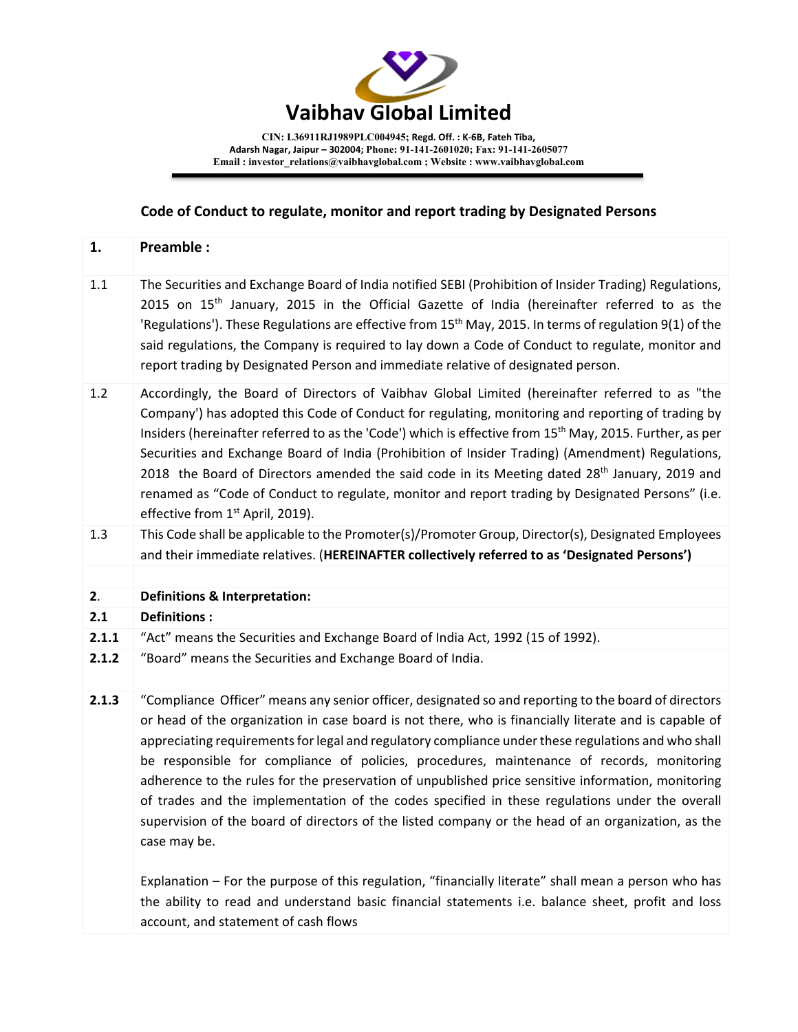# Vaibhav Global Limited

CIN: L36911RJ1989PLC004945; Regd. Off. : K-6B, Fateh Tiba, Adarsh Nagar, Jaipur – 302004; Phone: 91-141-2601020; Fax: 91-141-2605077
Email : investor_relations@vaibhavglobal.com ; Website : www.vaibhavglobal.com

## Code of Conduct to regulate, monitor and report trading by Designated Persons

| | |
|---|---|
| **1.** | **Preamble :** |
| 1.1 | The Securities and Exchange Board of India notified SEBI (Prohibition of Insider Trading) Regulations, 2015 on 15th January, 2015 in the Official Gazette of India (hereinafter referred to as the 'Regulations'). These Regulations are effective from 15th May, 2015. In terms of regulation 9(1) of the said regulations, the Company is required to lay down a Code of Conduct to regulate, monitor and report trading by Designated Person and immediate relative of designated person. |
| 1.2 | Accordingly, the Board of Directors of Vaibhav Global Limited (hereinafter referred to as "the Company') has adopted this Code of Conduct for regulating, monitoring and reporting of trading by Insiders (hereinafter referred to as the 'Code') which is effective from 15th May, 2015. Further, as per Securities and Exchange Board of India (Prohibition of Insider Trading) (Amendment) Regulations, 2018 the Board of Directors amended the said code in its Meeting dated 28th January, 2019 and renamed as "Code of Conduct to regulate, monitor and report trading by Designated Persons" (i.e. effective from 1st April, 2019). |
| 1.3 | This Code shall be applicable to the Promoter(s)/Promoter Group, Director(s), Designated Employees and their immediate relatives. (**HEREINAFTER collectively referred to as 'Designated Persons')** |
| | |
| **2.** | **Definitions & Interpretation:** |
| **2.1** | **Definitions :** |
| **2.1.1** | "Act" means the Securities and Exchange Board of India Act, 1992 (15 of 1992). |
| **2.1.2** | "Board" means the Securities and Exchange Board of India. |
| **2.1.3** | "Compliance Officer" means any senior officer, designated so and reporting to the board of directors or head of the organization in case board is not there, who is financially literate and is capable of appreciating requirements for legal and regulatory compliance under these regulations and who shall be responsible for compliance of policies, procedures, maintenance of records, monitoring adherence to the rules for the preservation of unpublished price sensitive information, monitoring of trades and the implementation of the codes specified in these regulations under the overall supervision of the board of directors of the listed company or the head of an organization, as the case may be.<br><br>Explanation – For the purpose of this regulation, "financially literate" shall mean a person who has the ability to read and understand basic financial statements i.e. balance sheet, profit and loss account, and statement of cash flows |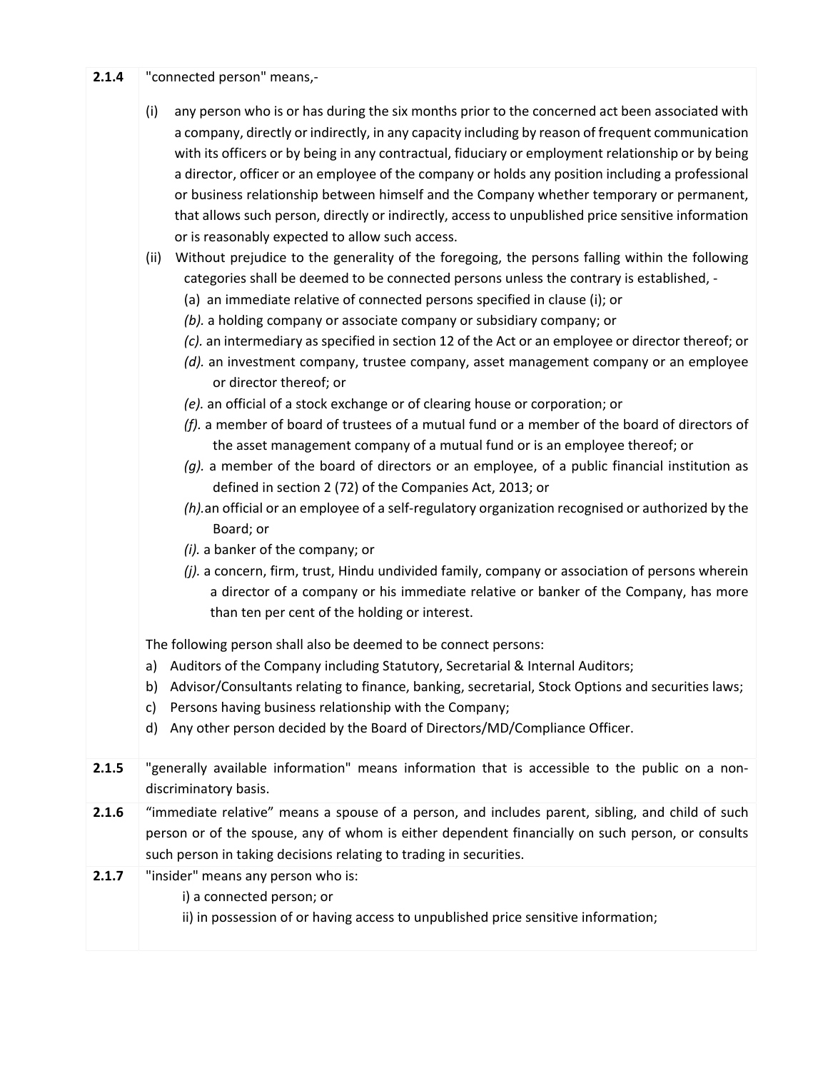**2.1.4** "connected person" means,-

(i) any person who is or has during the six months prior to the concerned act been associated with a company, directly or indirectly, in any capacity including by reason of frequent communication with its officers or by being in any contractual, fiduciary or employment relationship or by being a director, officer or an employee of the company or holds any position including a professional or business relationship between himself and the Company whether temporary or permanent, that allows such person, directly or indirectly, access to unpublished price sensitive information or is reasonably expected to allow such access.

(ii) Without prejudice to the generality of the foregoing, the persons falling within the following categories shall be deemed to be connected persons unless the contrary is established, -

(a) an immediate relative of connected persons specified in clause (i); or

*(b).* a holding company or associate company or subsidiary company; or

*(c).* an intermediary as specified in section 12 of the Act or an employee or director thereof; or

*(d).* an investment company, trustee company, asset management company or an employee or director thereof; or

*(e).* an official of a stock exchange or of clearing house or corporation; or

*(f).* a member of board of trustees of a mutual fund or a member of the board of directors of the asset management company of a mutual fund or is an employee thereof; or

*(g).* a member of the board of directors or an employee, of a public financial institution as defined in section 2 (72) of the Companies Act, 2013; or

*(h).*an official or an employee of a self-regulatory organization recognised or authorized by the Board; or

*(i).* a banker of the company; or

*(j).* a concern, firm, trust, Hindu undivided family, company or association of persons wherein a director of a company or his immediate relative or banker of the Company, has more than ten per cent of the holding or interest.

The following person shall also be deemed to be connect persons:

a) Auditors of the Company including Statutory, Secretarial & Internal Auditors;
b) Advisor/Consultants relating to finance, banking, secretarial, Stock Options and securities laws;
c) Persons having business relationship with the Company;
d) Any other person decided by the Board of Directors/MD/Compliance Officer.

**2.1.5** "generally available information" means information that is accessible to the public on a non-discriminatory basis.

**2.1.6** "immediate relative" means a spouse of a person, and includes parent, sibling, and child of such person or of the spouse, any of whom is either dependent financially on such person, or consults such person in taking decisions relating to trading in securities.

**2.1.7** "insider" means any person who is:

i) a connected person; or

ii) in possession of or having access to unpublished price sensitive information;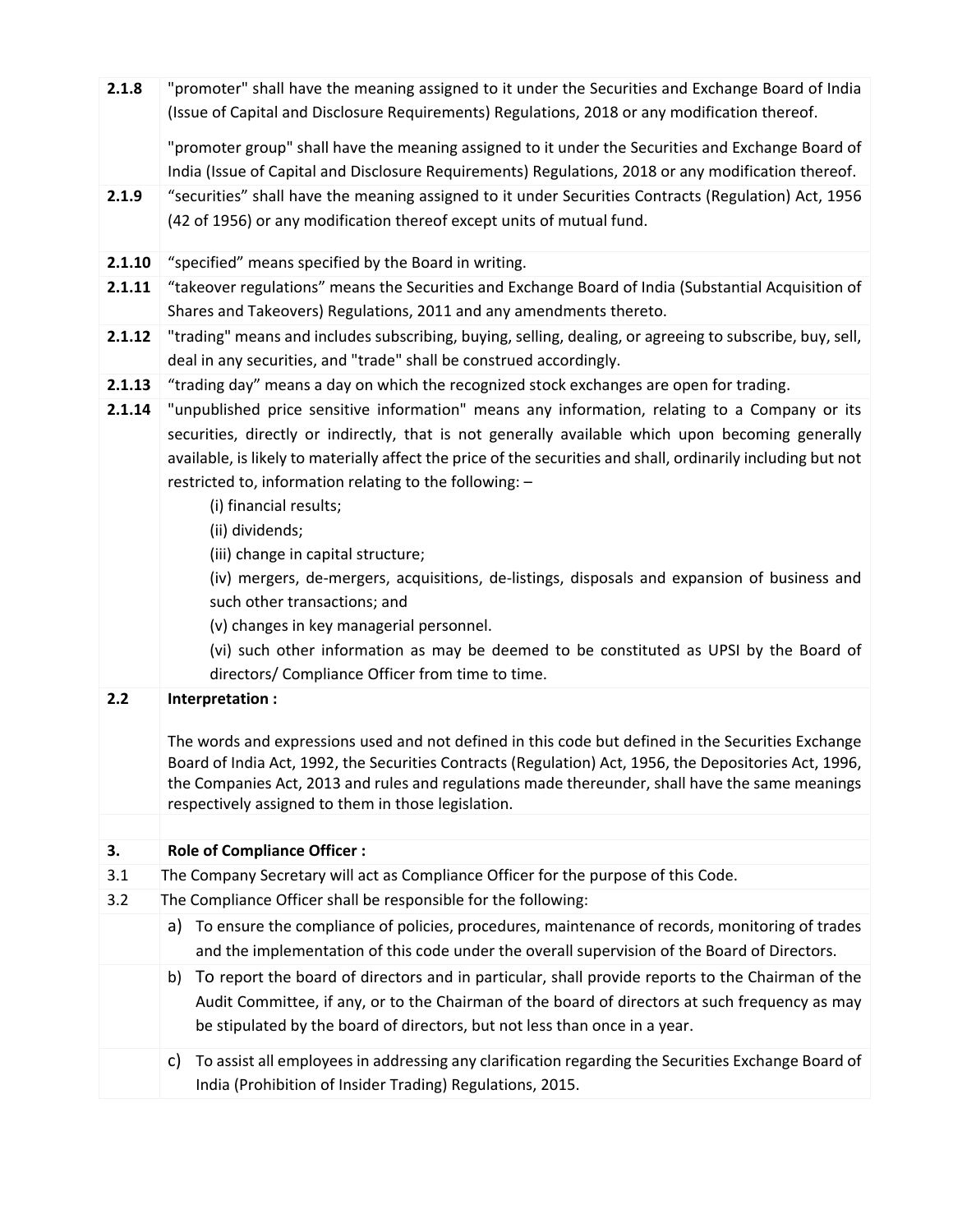**2.1.8** "promoter" shall have the meaning assigned to it under the Securities and Exchange Board of India (Issue of Capital and Disclosure Requirements) Regulations, 2018 or any modification thereof.

"promoter group" shall have the meaning assigned to it under the Securities and Exchange Board of India (Issue of Capital and Disclosure Requirements) Regulations, 2018 or any modification thereof.

**2.1.9** "securities" shall have the meaning assigned to it under Securities Contracts (Regulation) Act, 1956 (42 of 1956) or any modification thereof except units of mutual fund.

**2.1.10** "specified" means specified by the Board in writing.

**2.1.11** "takeover regulations" means the Securities and Exchange Board of India (Substantial Acquisition of Shares and Takeovers) Regulations, 2011 and any amendments thereto.

**2.1.12** "trading" means and includes subscribing, buying, selling, dealing, or agreeing to subscribe, buy, sell, deal in any securities, and "trade" shall be construed accordingly.

**2.1.13** "trading day" means a day on which the recognized stock exchanges are open for trading.

**2.1.14** "unpublished price sensitive information" means any information, relating to a Company or its securities, directly or indirectly, that is not generally available which upon becoming generally available, is likely to materially affect the price of the securities and shall, ordinarily including but not restricted to, information relating to the following: –

(i) financial results;

(ii) dividends;

(iii) change in capital structure;

(iv) mergers, de-mergers, acquisitions, de-listings, disposals and expansion of business and such other transactions; and

(v) changes in key managerial personnel.

(vi) such other information as may be deemed to be constituted as UPSI by the Board of directors/ Compliance Officer from time to time.

**2.2 Interpretation :**

The words and expressions used and not defined in this code but defined in the Securities Exchange Board of India Act, 1992, the Securities Contracts (Regulation) Act, 1956, the Depositories Act, 1996, the Companies Act, 2013 and rules and regulations made thereunder, shall have the same meanings respectively assigned to them in those legislation.

## 3. Role of Compliance Officer :

3.1 The Company Secretary will act as Compliance Officer for the purpose of this Code.

3.2 The Compliance Officer shall be responsible for the following:

a) To ensure the compliance of policies, procedures, maintenance of records, monitoring of trades and the implementation of this code under the overall supervision of the Board of Directors.

b) To report the board of directors and in particular, shall provide reports to the Chairman of the Audit Committee, if any, or to the Chairman of the board of directors at such frequency as may be stipulated by the board of directors, but not less than once in a year.

c) To assist all employees in addressing any clarification regarding the Securities Exchange Board of India (Prohibition of Insider Trading) Regulations, 2015.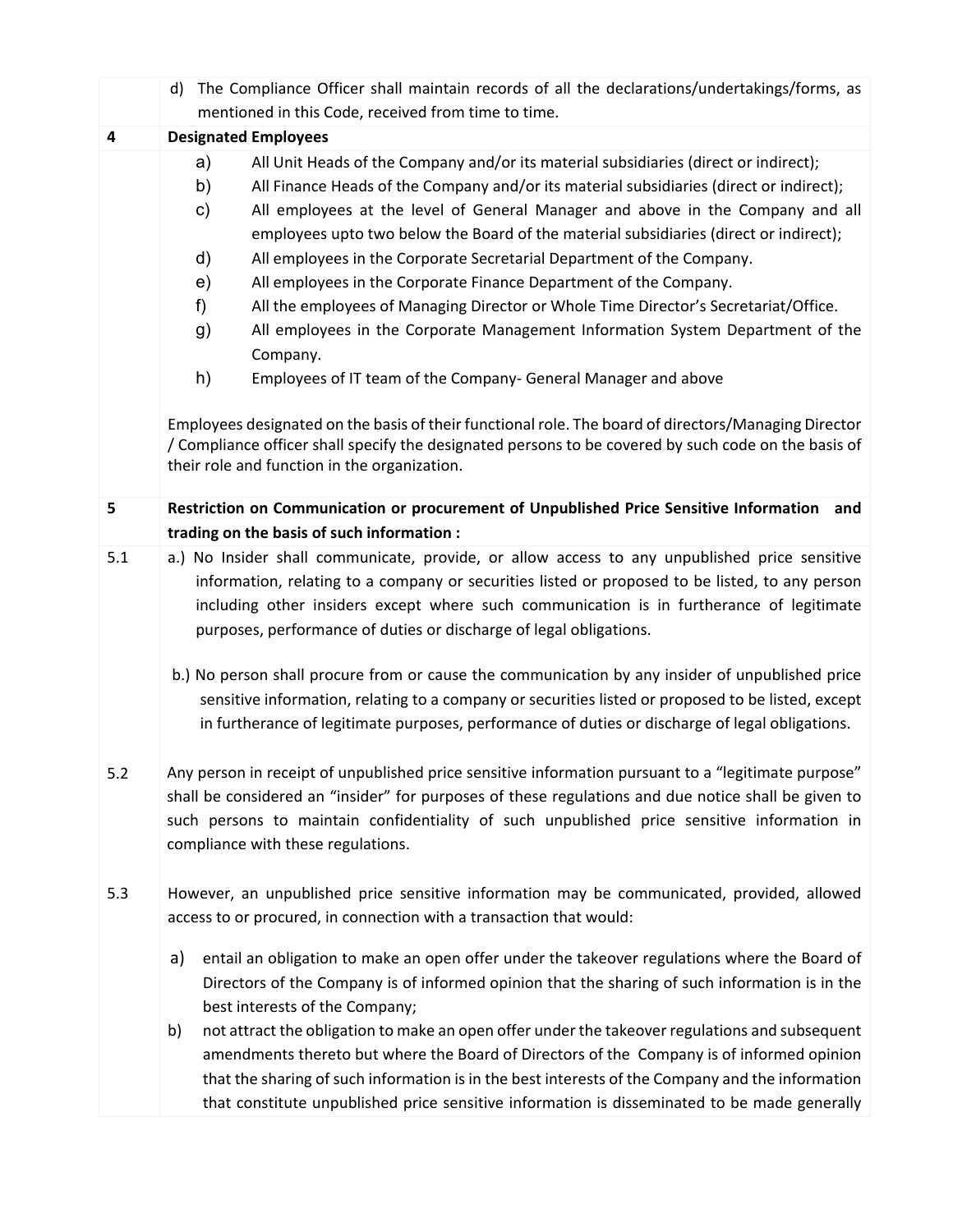d) The Compliance Officer shall maintain records of all the declarations/undertakings/forms, as mentioned in this Code, received from time to time.

## 4 Designated Employees

a) All Unit Heads of the Company and/or its material subsidiaries (direct or indirect);

b) All Finance Heads of the Company and/or its material subsidiaries (direct or indirect);

c) All employees at the level of General Manager and above in the Company and all employees upto two below the Board of the material subsidiaries (direct or indirect);

d) All employees in the Corporate Secretarial Department of the Company.

e) All employees in the Corporate Finance Department of the Company.

f) All the employees of Managing Director or Whole Time Director's Secretariat/Office.

g) All employees in the Corporate Management Information System Department of the Company.

h) Employees of IT team of the Company- General Manager and above

Employees designated on the basis of their functional role. The board of directors/Managing Director / Compliance officer shall specify the designated persons to be covered by such code on the basis of their role and function in the organization.

## 5 Restriction on Communication or procurement of Unpublished Price Sensitive Information and trading on the basis of such information :

**5.1**

a.) No Insider shall communicate, provide, or allow access to any unpublished price sensitive information, relating to a company or securities listed or proposed to be listed, to any person including other insiders except where such communication is in furtherance of legitimate purposes, performance of duties or discharge of legal obligations.

b.) No person shall procure from or cause the communication by any insider of unpublished price sensitive information, relating to a company or securities listed or proposed to be listed, except in furtherance of legitimate purposes, performance of duties or discharge of legal obligations.

**5.2** Any person in receipt of unpublished price sensitive information pursuant to a "legitimate purpose" shall be considered an "insider" for purposes of these regulations and due notice shall be given to such persons to maintain confidentiality of such unpublished price sensitive information in compliance with these regulations.

**5.3** However, an unpublished price sensitive information may be communicated, provided, allowed access to or procured, in connection with a transaction that would:

a) entail an obligation to make an open offer under the takeover regulations where the Board of Directors of the Company is of informed opinion that the sharing of such information is in the best interests of the Company;

b) not attract the obligation to make an open offer under the takeover regulations and subsequent amendments thereto but where the Board of Directors of the Company is of informed opinion that the sharing of such information is in the best interests of the Company and the information that constitute unpublished price sensitive information is disseminated to be made generally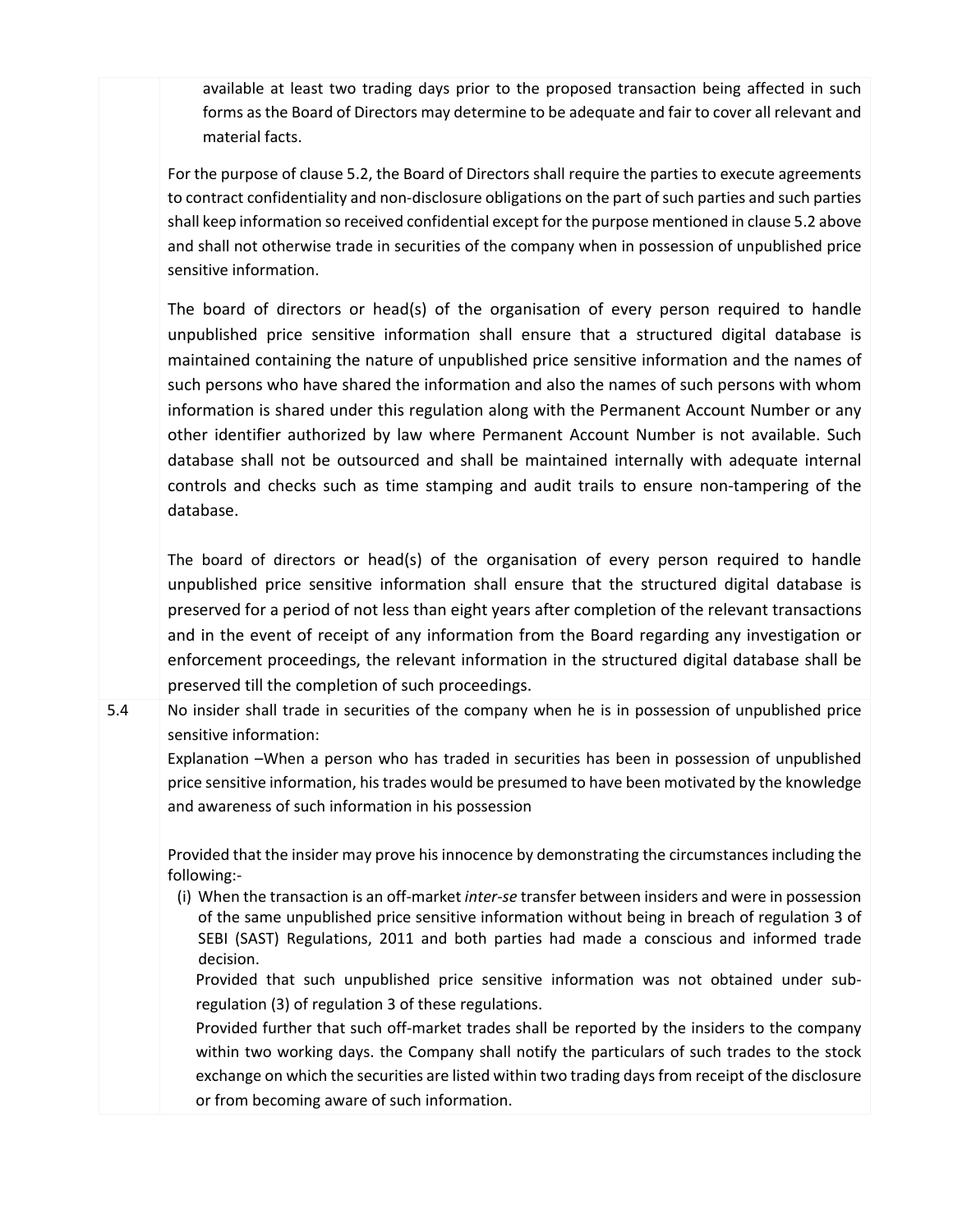available at least two trading days prior to the proposed transaction being affected in such forms as the Board of Directors may determine to be adequate and fair to cover all relevant and material facts.

For the purpose of clause 5.2, the Board of Directors shall require the parties to execute agreements to contract confidentiality and non-disclosure obligations on the part of such parties and such parties shall keep information so received confidential except for the purpose mentioned in clause 5.2 above and shall not otherwise trade in securities of the company when in possession of unpublished price sensitive information.

The board of directors or head(s) of the organisation of every person required to handle unpublished price sensitive information shall ensure that a structured digital database is maintained containing the nature of unpublished price sensitive information and the names of such persons who have shared the information and also the names of such persons with whom information is shared under this regulation along with the Permanent Account Number or any other identifier authorized by law where Permanent Account Number is not available. Such database shall not be outsourced and shall be maintained internally with adequate internal controls and checks such as time stamping and audit trails to ensure non-tampering of the database.

The board of directors or head(s) of the organisation of every person required to handle unpublished price sensitive information shall ensure that the structured digital database is preserved for a period of not less than eight years after completion of the relevant transactions and in the event of receipt of any information from the Board regarding any investigation or enforcement proceedings, the relevant information in the structured digital database shall be preserved till the completion of such proceedings.

5.4 No insider shall trade in securities of the company when he is in possession of unpublished price sensitive information:

Explanation –When a person who has traded in securities has been in possession of unpublished price sensitive information, his trades would be presumed to have been motivated by the knowledge and awareness of such information in his possession

Provided that the insider may prove his innocence by demonstrating the circumstances including the following:-

(i) When the transaction is an off-market *inter-se* transfer between insiders and were in possession of the same unpublished price sensitive information without being in breach of regulation 3 of SEBI (SAST) Regulations, 2011 and both parties had made a conscious and informed trade decision.

Provided that such unpublished price sensitive information was not obtained under sub-regulation (3) of regulation 3 of these regulations.

Provided further that such off-market trades shall be reported by the insiders to the company within two working days. the Company shall notify the particulars of such trades to the stock exchange on which the securities are listed within two trading days from receipt of the disclosure or from becoming aware of such information.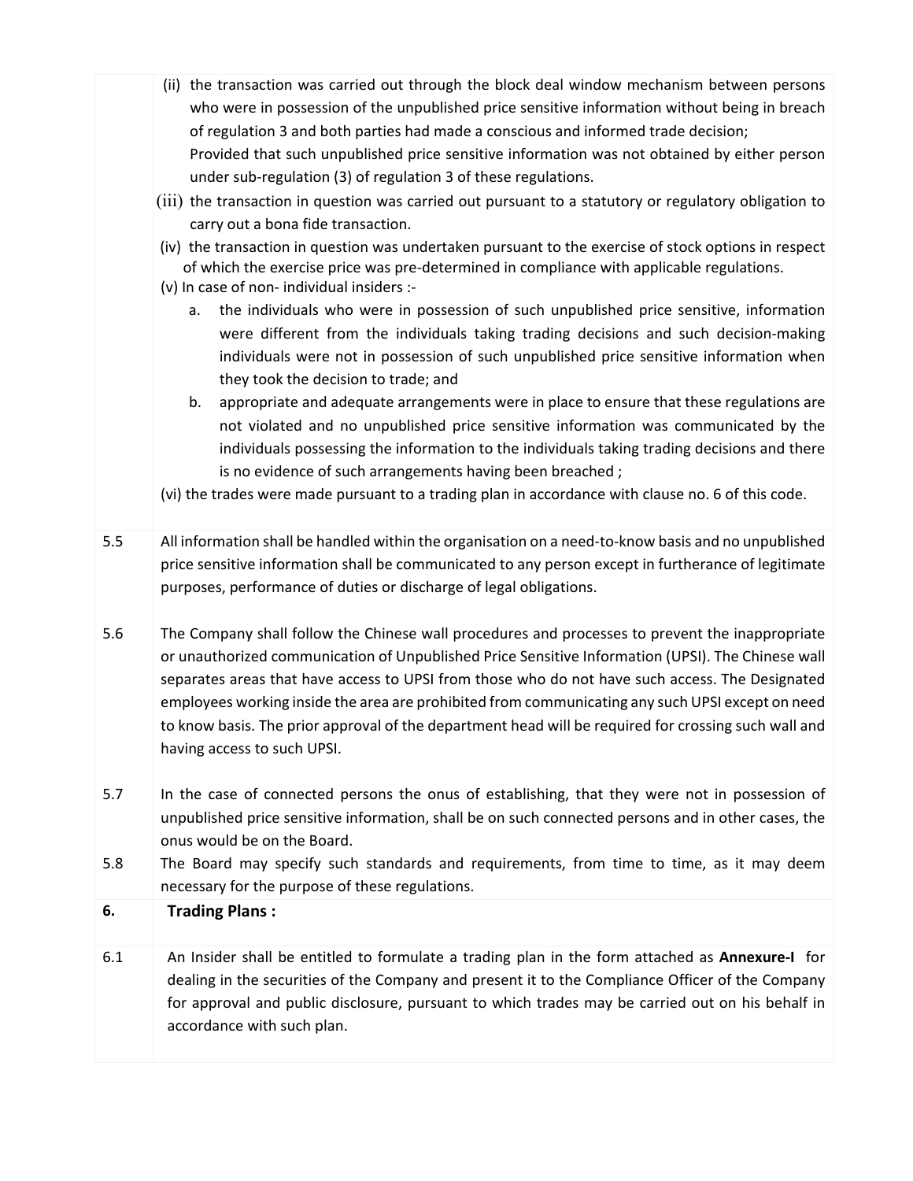(ii) the transaction was carried out through the block deal window mechanism between persons who were in possession of the unpublished price sensitive information without being in breach of regulation 3 and both parties had made a conscious and informed trade decision;
Provided that such unpublished price sensitive information was not obtained by either person under sub-regulation (3) of regulation 3 of these regulations.

(iii) the transaction in question was carried out pursuant to a statutory or regulatory obligation to carry out a bona fide transaction.

(iv) the transaction in question was undertaken pursuant to the exercise of stock options in respect of which the exercise price was pre-determined in compliance with applicable regulations.

(v) In case of non- individual insiders :-

a. the individuals who were in possession of such unpublished price sensitive, information were different from the individuals taking trading decisions and such decision-making individuals were not in possession of such unpublished price sensitive information when they took the decision to trade; and

b. appropriate and adequate arrangements were in place to ensure that these regulations are not violated and no unpublished price sensitive information was communicated by the individuals possessing the information to the individuals taking trading decisions and there is no evidence of such arrangements having been breached ;

(vi) the trades were made pursuant to a trading plan in accordance with clause no. 6 of this code.

5.5 All information shall be handled within the organisation on a need-to-know basis and no unpublished price sensitive information shall be communicated to any person except in furtherance of legitimate purposes, performance of duties or discharge of legal obligations.

5.6 The Company shall follow the Chinese wall procedures and processes to prevent the inappropriate or unauthorized communication of Unpublished Price Sensitive Information (UPSI). The Chinese wall separates areas that have access to UPSI from those who do not have such access. The Designated employees working inside the area are prohibited from communicating any such UPSI except on need to know basis. The prior approval of the department head will be required for crossing such wall and having access to such UPSI.

5.7 In the case of connected persons the onus of establishing, that they were not in possession of unpublished price sensitive information, shall be on such connected persons and in other cases, the onus would be on the Board.

5.8 The Board may specify such standards and requirements, from time to time, as it may deem necessary for the purpose of these regulations.

## 6. Trading Plans :

6.1 An Insider shall be entitled to formulate a trading plan in the form attached as **Annexure-I** for dealing in the securities of the Company and present it to the Compliance Officer of the Company for approval and public disclosure, pursuant to which trades may be carried out on his behalf in accordance with such plan.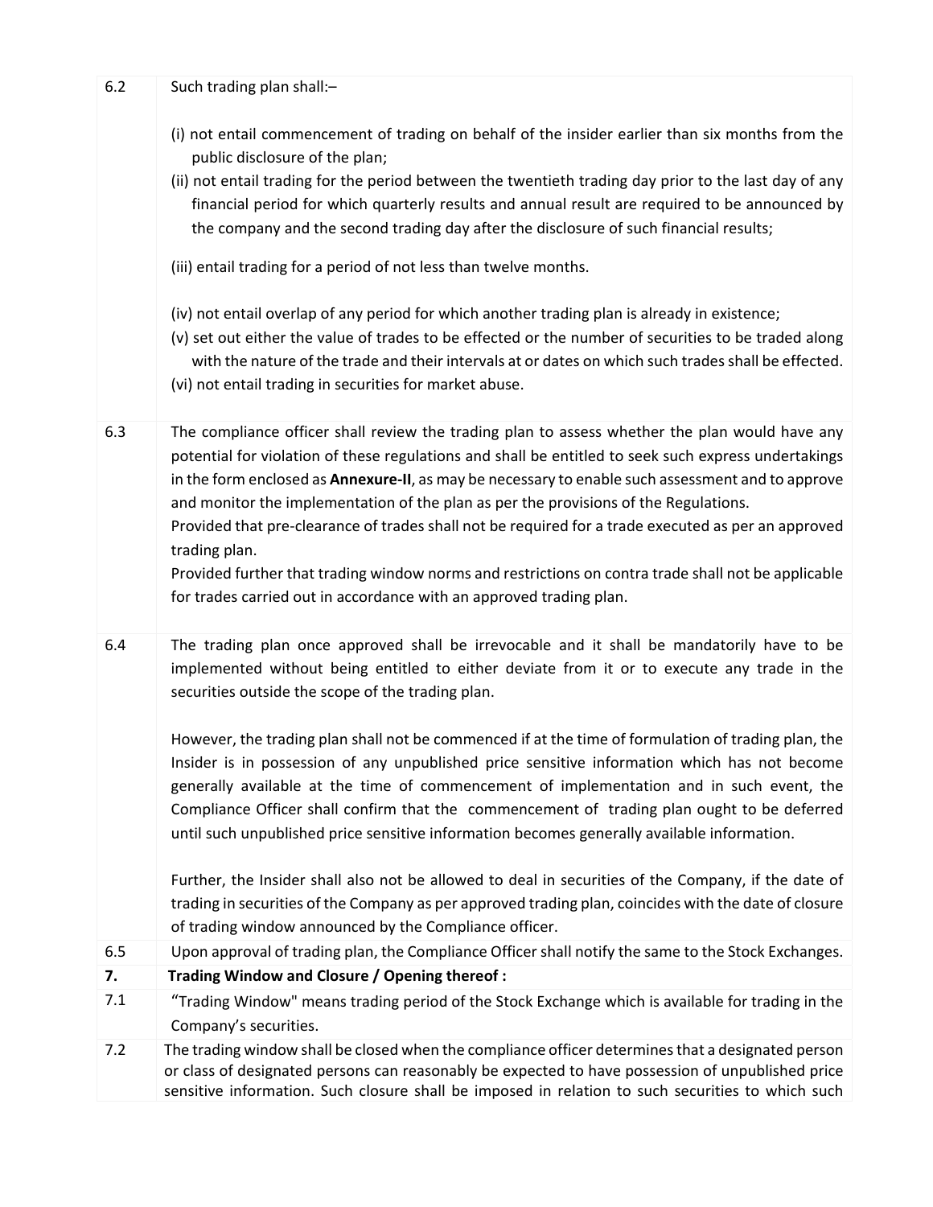| | |
|---|---|
| 6.2 | Such trading plan shall:–<br><br>(i) not entail commencement of trading on behalf of the insider earlier than six months from the public disclosure of the plan;<br>(ii) not entail trading for the period between the twentieth trading day prior to the last day of any financial period for which quarterly results and annual result are required to be announced by the company and the second trading day after the disclosure of such financial results;<br>(iii) entail trading for a period of not less than twelve months.<br>(iv) not entail overlap of any period for which another trading plan is already in existence;<br>(v) set out either the value of trades to be effected or the number of securities to be traded along with the nature of the trade and their intervals at or dates on which such trades shall be effected.<br>(vi) not entail trading in securities for market abuse. |
| 6.3 | The compliance officer shall review the trading plan to assess whether the plan would have any potential for violation of these regulations and shall be entitled to seek such express undertakings in the form enclosed as **Annexure-II**, as may be necessary to enable such assessment and to approve and monitor the implementation of the plan as per the provisions of the Regulations.<br>Provided that pre-clearance of trades shall not be required for a trade executed as per an approved trading plan.<br>Provided further that trading window norms and restrictions on contra trade shall not be applicable for trades carried out in accordance with an approved trading plan. |
| 6.4 | The trading plan once approved shall be irrevocable and it shall be mandatorily have to be implemented without being entitled to either deviate from it or to execute any trade in the securities outside the scope of the trading plan.<br><br>However, the trading plan shall not be commenced if at the time of formulation of trading plan, the Insider is in possession of any unpublished price sensitive information which has not become generally available at the time of commencement of implementation and in such event, the Compliance Officer shall confirm that the commencement of trading plan ought to be deferred until such unpublished price sensitive information becomes generally available information.<br><br>Further, the Insider shall also not be allowed to deal in securities of the Company, if the date of trading in securities of the Company as per approved trading plan, coincides with the date of closure of trading window announced by the Compliance officer. |
| 6.5 | Upon approval of trading plan, the Compliance Officer shall notify the same to the Stock Exchanges. |
| **7.** | **Trading Window and Closure / Opening thereof :** |
| 7.1 | "Trading Window" means trading period of the Stock Exchange which is available for trading in the Company's securities. |
| 7.2 | The trading window shall be closed when the compliance officer determines that a designated person or class of designated persons can reasonably be expected to have possession of unpublished price sensitive information. Such closure shall be imposed in relation to such securities to which such |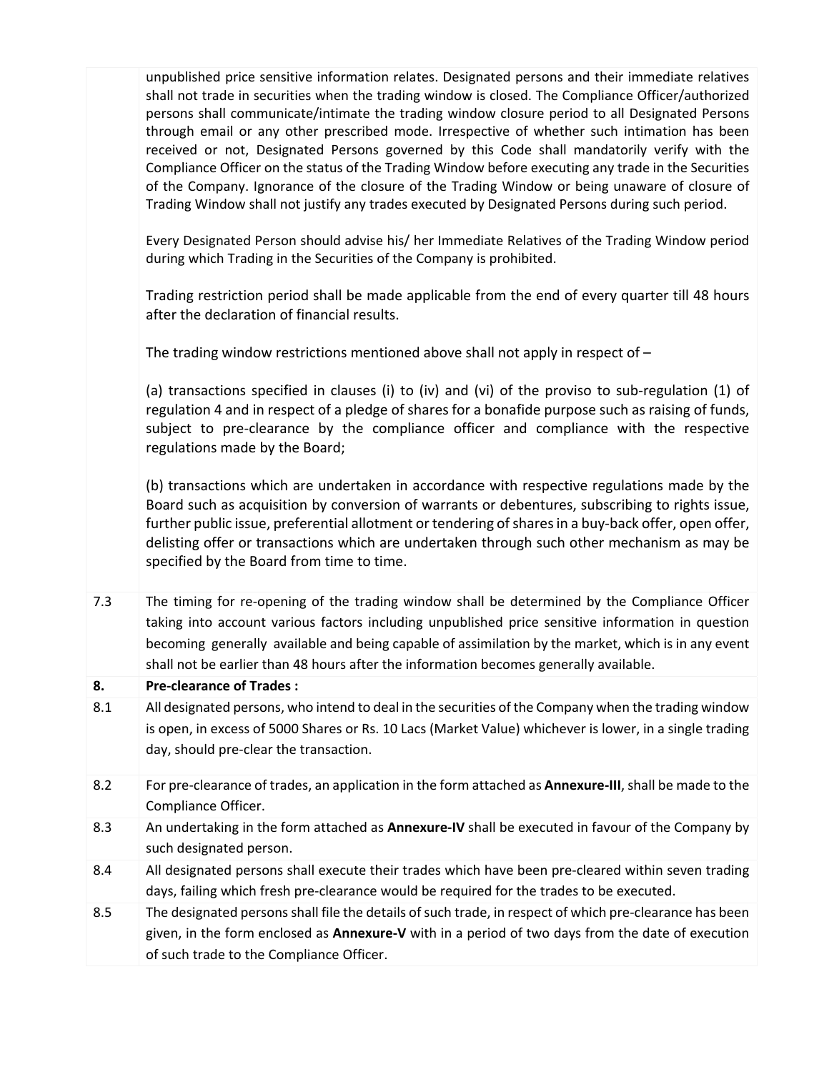| | |
|---|---|
| | unpublished price sensitive information relates. Designated persons and their immediate relatives shall not trade in securities when the trading window is closed. The Compliance Officer/authorized persons shall communicate/intimate the trading window closure period to all Designated Persons through email or any other prescribed mode. Irrespective of whether such intimation has been received or not, Designated Persons governed by this Code shall mandatorily verify with the Compliance Officer on the status of the Trading Window before executing any trade in the Securities of the Company. Ignorance of the closure of the Trading Window or being unaware of closure of Trading Window shall not justify any trades executed by Designated Persons during such period.<br><br>Every Designated Person should advise his/ her Immediate Relatives of the Trading Window period during which Trading in the Securities of the Company is prohibited.<br><br>Trading restriction period shall be made applicable from the end of every quarter till 48 hours after the declaration of financial results.<br><br>The trading window restrictions mentioned above shall not apply in respect of –<br><br>(a) transactions specified in clauses (i) to (iv) and (vi) of the proviso to sub-regulation (1) of regulation 4 and in respect of a pledge of shares for a bonafide purpose such as raising of funds, subject to pre-clearance by the compliance officer and compliance with the respective regulations made by the Board;<br><br>(b) transactions which are undertaken in accordance with respective regulations made by the Board such as acquisition by conversion of warrants or debentures, subscribing to rights issue, further public issue, preferential allotment or tendering of shares in a buy-back offer, open offer, delisting offer or transactions which are undertaken through such other mechanism as may be specified by the Board from time to time. |
| 7.3 | The timing for re-opening of the trading window shall be determined by the Compliance Officer taking into account various factors including unpublished price sensitive information in question becoming generally available and being capable of assimilation by the market, which is in any event shall not be earlier than 48 hours after the information becomes generally available. |
| **8.** | **Pre-clearance of Trades :** |
| 8.1 | All designated persons, who intend to deal in the securities of the Company when the trading window is open, in excess of 5000 Shares or Rs. 10 Lacs (Market Value) whichever is lower, in a single trading day, should pre-clear the transaction. |
| 8.2 | For pre-clearance of trades, an application in the form attached as **Annexure-III**, shall be made to the Compliance Officer. |
| 8.3 | An undertaking in the form attached as **Annexure-IV** shall be executed in favour of the Company by such designated person. |
| 8.4 | All designated persons shall execute their trades which have been pre-cleared within seven trading days, failing which fresh pre-clearance would be required for the trades to be executed. |
| 8.5 | The designated persons shall file the details of such trade, in respect of which pre-clearance has been given, in the form enclosed as **Annexure-V** with in a period of two days from the date of execution of such trade to the Compliance Officer. |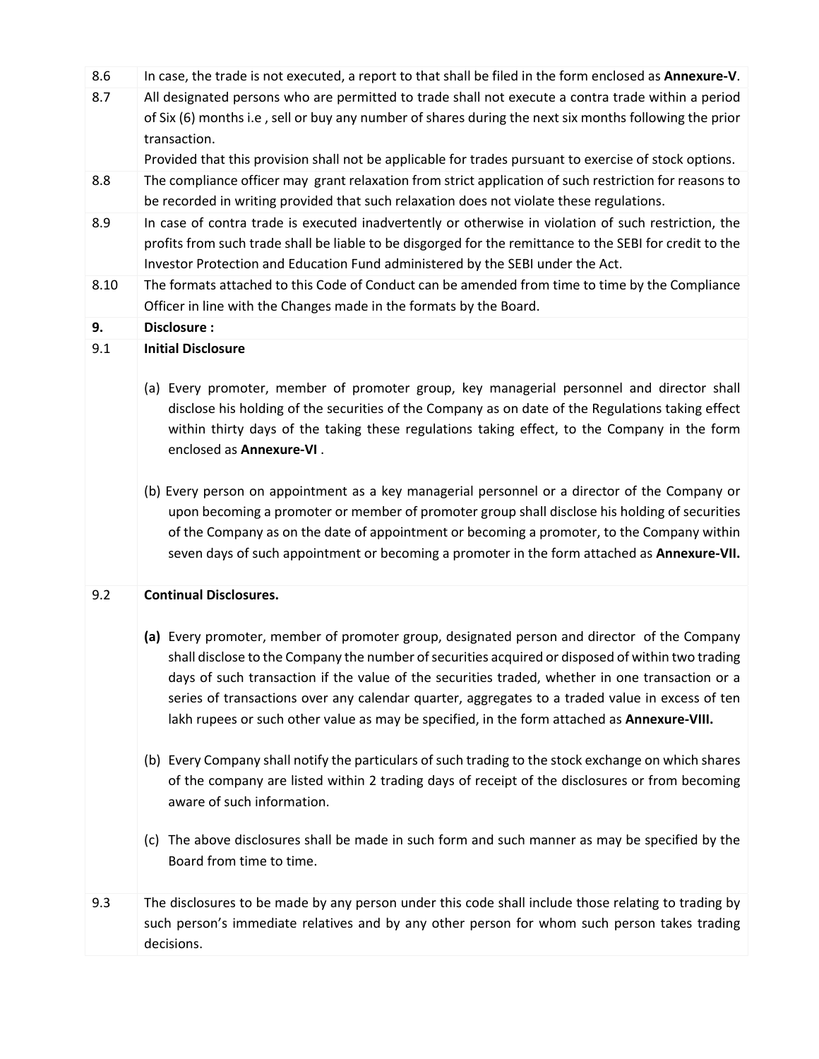| | |
|---|---|
| 8.6 | In case, the trade is not executed, a report to that shall be filed in the form enclosed as **Annexure-V**. |
| 8.7 | All designated persons who are permitted to trade shall not execute a contra trade within a period of Six (6) months i.e , sell or buy any number of shares during the next six months following the prior transaction.<br>Provided that this provision shall not be applicable for trades pursuant to exercise of stock options. |
| 8.8 | The compliance officer may grant relaxation from strict application of such restriction for reasons to be recorded in writing provided that such relaxation does not violate these regulations. |
| 8.9 | In case of contra trade is executed inadvertently or otherwise in violation of such restriction, the profits from such trade shall be liable to be disgorged for the remittance to the SEBI for credit to the Investor Protection and Education Fund administered by the SEBI under the Act. |
| 8.10 | The formats attached to this Code of Conduct can be amended from time to time by the Compliance Officer in line with the Changes made in the formats by the Board. |
| **9.** | **Disclosure :** |
| 9.1 | **Initial Disclosure**<br><br>(a) Every promoter, member of promoter group, key managerial personnel and director shall disclose his holding of the securities of the Company as on date of the Regulations taking effect within thirty days of the taking these regulations taking effect, to the Company in the form enclosed as **Annexure-VI** .<br><br>(b) Every person on appointment as a key managerial personnel or a director of the Company or upon becoming a promoter or member of promoter group shall disclose his holding of securities of the Company as on the date of appointment or becoming a promoter, to the Company within seven days of such appointment or becoming a promoter in the form attached as **Annexure-VII.** |
| 9.2 | **Continual Disclosures.**<br><br>**(a)** Every promoter, member of promoter group, designated person and director of the Company shall disclose to the Company the number of securities acquired or disposed of within two trading days of such transaction if the value of the securities traded, whether in one transaction or a series of transactions over any calendar quarter, aggregates to a traded value in excess of ten lakh rupees or such other value as may be specified, in the form attached as **Annexure-VIII.**<br><br>(b) Every Company shall notify the particulars of such trading to the stock exchange on which shares of the company are listed within 2 trading days of receipt of the disclosures or from becoming aware of such information.<br><br>(c) The above disclosures shall be made in such form and such manner as may be specified by the Board from time to time. |
| 9.3 | The disclosures to be made by any person under this code shall include those relating to trading by such person's immediate relatives and by any other person for whom such person takes trading decisions. |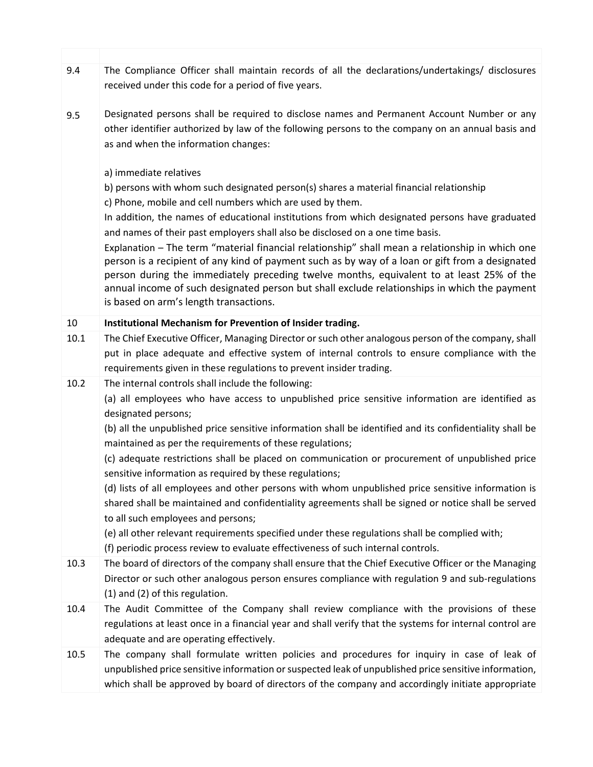| | |
|---|---|
| 9.4 | The Compliance Officer shall maintain records of all the declarations/undertakings/ disclosures received under this code for a period of five years. |
| 9.5 | Designated persons shall be required to disclose names and Permanent Account Number or any other identifier authorized by law of the following persons to the company on an annual basis and as and when the information changes:<br><br>a) immediate relatives<br>b) persons with whom such designated person(s) shares a material financial relationship<br>c) Phone, mobile and cell numbers which are used by them.<br>In addition, the names of educational institutions from which designated persons have graduated and names of their past employers shall also be disclosed on a one time basis.<br>Explanation – The term "material financial relationship" shall mean a relationship in which one person is a recipient of any kind of payment such as by way of a loan or gift from a designated person during the immediately preceding twelve months, equivalent to at least 25% of the annual income of such designated person but shall exclude relationships in which the payment is based on arm's length transactions. |
| 10 | **Institutional Mechanism for Prevention of Insider trading.** |
| 10.1 | The Chief Executive Officer, Managing Director or such other analogous person of the company, shall put in place adequate and effective system of internal controls to ensure compliance with the requirements given in these regulations to prevent insider trading. |
| 10.2 | The internal controls shall include the following:<br>(a) all employees who have access to unpublished price sensitive information are identified as designated persons;<br>(b) all the unpublished price sensitive information shall be identified and its confidentiality shall be maintained as per the requirements of these regulations;<br>(c) adequate restrictions shall be placed on communication or procurement of unpublished price sensitive information as required by these regulations;<br>(d) lists of all employees and other persons with whom unpublished price sensitive information is shared shall be maintained and confidentiality agreements shall be signed or notice shall be served to all such employees and persons;<br>(e) all other relevant requirements specified under these regulations shall be complied with;<br>(f) periodic process review to evaluate effectiveness of such internal controls. |
| 10.3 | The board of directors of the company shall ensure that the Chief Executive Officer or the Managing Director or such other analogous person ensures compliance with regulation 9 and sub-regulations (1) and (2) of this regulation. |
| 10.4 | The Audit Committee of the Company shall review compliance with the provisions of these regulations at least once in a financial year and shall verify that the systems for internal control are adequate and are operating effectively. |
| 10.5 | The company shall formulate written policies and procedures for inquiry in case of leak of unpublished price sensitive information or suspected leak of unpublished price sensitive information, which shall be approved by board of directors of the company and accordingly initiate appropriate |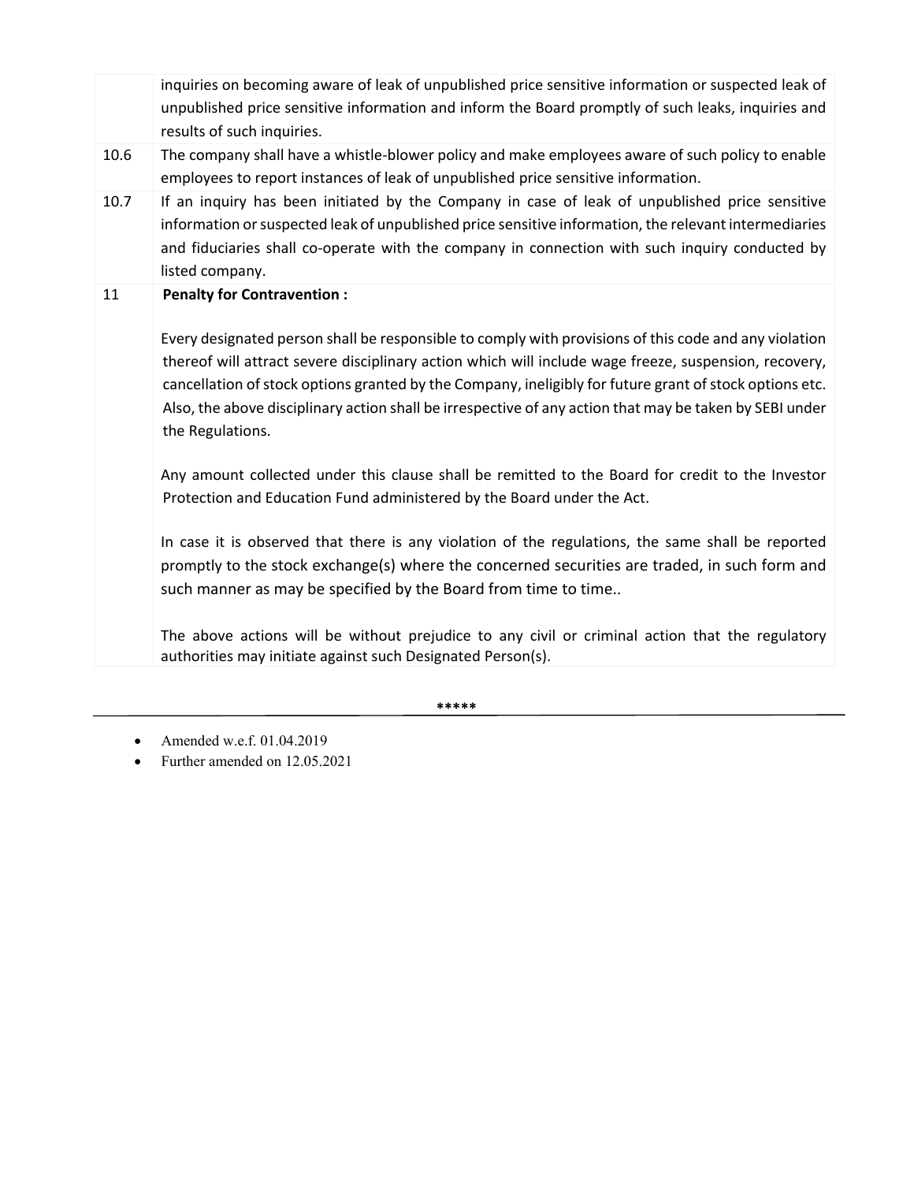| | |
|---|---|
| | inquiries on becoming aware of leak of unpublished price sensitive information or suspected leak of unpublished price sensitive information and inform the Board promptly of such leaks, inquiries and results of such inquiries. |
| 10.6 | The company shall have a whistle-blower policy and make employees aware of such policy to enable employees to report instances of leak of unpublished price sensitive information. |
| 10.7 | If an inquiry has been initiated by the Company in case of leak of unpublished price sensitive information or suspected leak of unpublished price sensitive information, the relevant intermediaries and fiduciaries shall co-operate with the company in connection with such inquiry conducted by listed company. |
| 11 | **Penalty for Contravention :**<br><br>Every designated person shall be responsible to comply with provisions of this code and any violation thereof will attract severe disciplinary action which will include wage freeze, suspension, recovery, cancellation of stock options granted by the Company, ineligibly for future grant of stock options etc. Also, the above disciplinary action shall be irrespective of any action that may be taken by SEBI under the Regulations.<br><br>Any amount collected under this clause shall be remitted to the Board for credit to the Investor Protection and Education Fund administered by the Board under the Act.<br><br>In case it is observed that there is any violation of the regulations, the same shall be reported promptly to the stock exchange(s) where the concerned securities are traded, in such form and such manner as may be specified by the Board from time to time..<br><br>The above actions will be without prejudice to any civil or criminal action that the regulatory authorities may initiate against such Designated Person(s). |

*****

---

- Amended w.e.f. 01.04.2019
- Further amended on 12.05.2021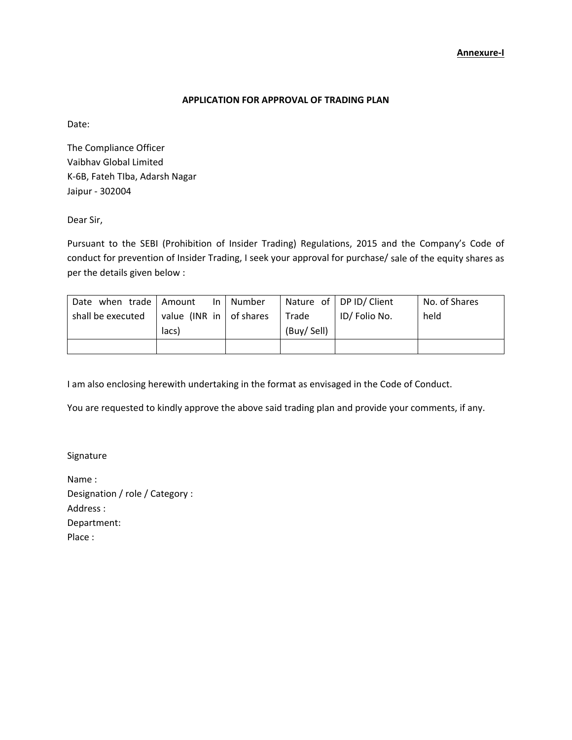**Annexure-I**

## APPLICATION FOR APPROVAL OF TRADING PLAN

Date:

The Compliance Officer
Vaibhav Global Limited
K-6B, Fateh TIba, Adarsh Nagar
Jaipur - 302004

Dear Sir,

Pursuant to the SEBI (Prohibition of Insider Trading) Regulations, 2015 and the Company's Code of conduct for prevention of Insider Trading, I seek your approval for purchase/ sale of the equity shares as per the details given below :

| Date when trade shall be executed | Amount In value (INR in lacs) | Number of shares | Nature of Trade (Buy/ Sell) | DP ID/ Client ID/ Folio No. | No. of Shares held |
|---|---|---|---|---|---|
| | | | | | |

I am also enclosing herewith undertaking in the format as envisaged in the Code of Conduct.

You are requested to kindly approve the above said trading plan and provide your comments, if any.

Signature

Name :
Designation / role / Category :
Address :
Department:
Place :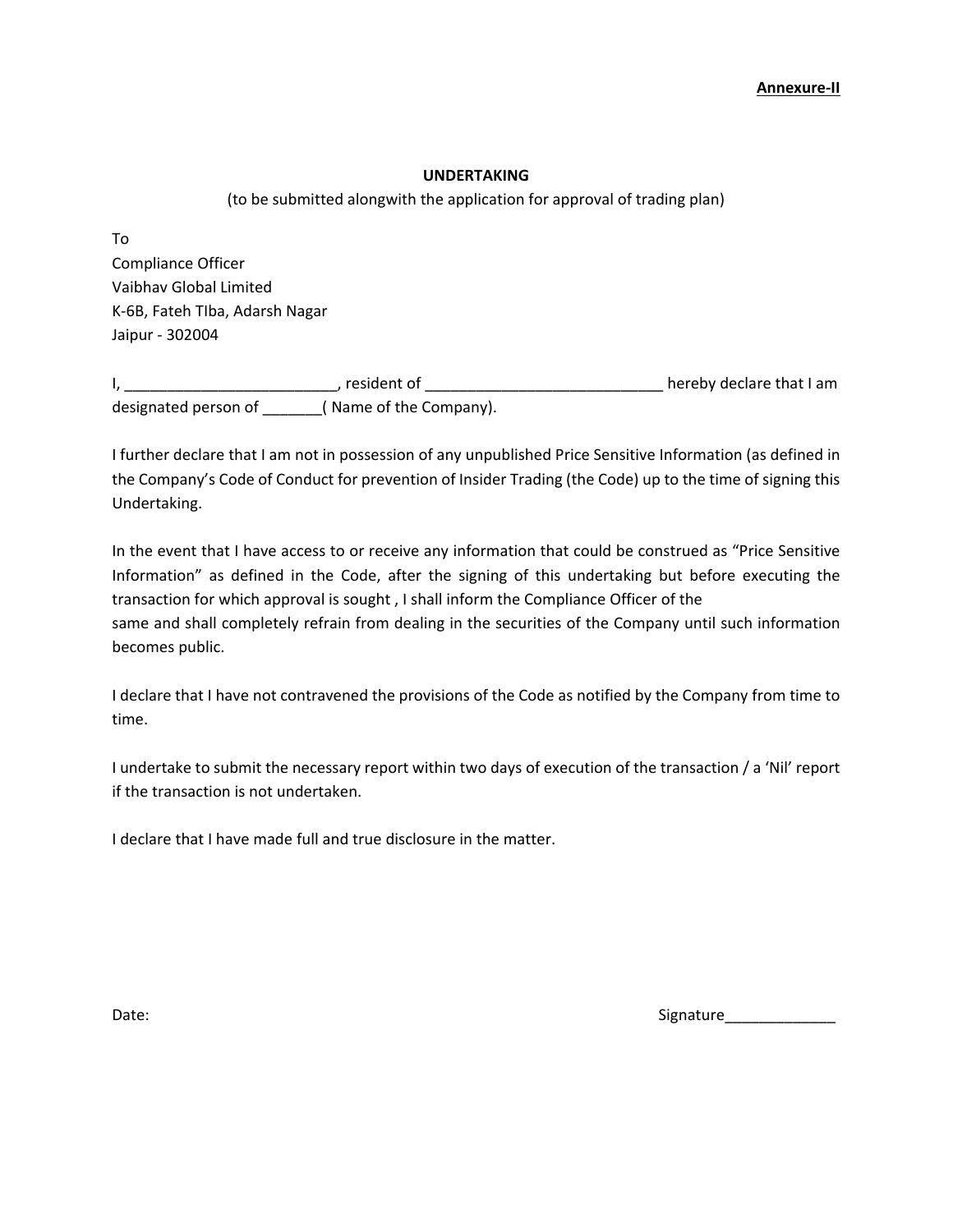**Annexure-II**

**UNDERTAKING**

(to be submitted alongwith the application for approval of trading plan)

To
Compliance Officer
Vaibhav Global Limited
K-6B, Fateh TIba, Adarsh Nagar
Jaipur - 302004

I, _________________________, resident of ____________________________ hereby declare that I am designated person of _______( Name of the Company).

I further declare that I am not in possession of any unpublished Price Sensitive Information (as defined in the Company's Code of Conduct for prevention of Insider Trading (the Code) up to the time of signing this Undertaking.

In the event that I have access to or receive any information that could be construed as "Price Sensitive Information" as defined in the Code, after the signing of this undertaking but before executing the transaction for which approval is sought , I shall inform the Compliance Officer of the same and shall completely refrain from dealing in the securities of the Company until such information becomes public.

I declare that I have not contravened the provisions of the Code as notified by the Company from time to time.

I undertake to submit the necessary report within two days of execution of the transaction / a 'Nil' report if the transaction is not undertaken.

I declare that I have made full and true disclosure in the matter.

Date: Signature_____________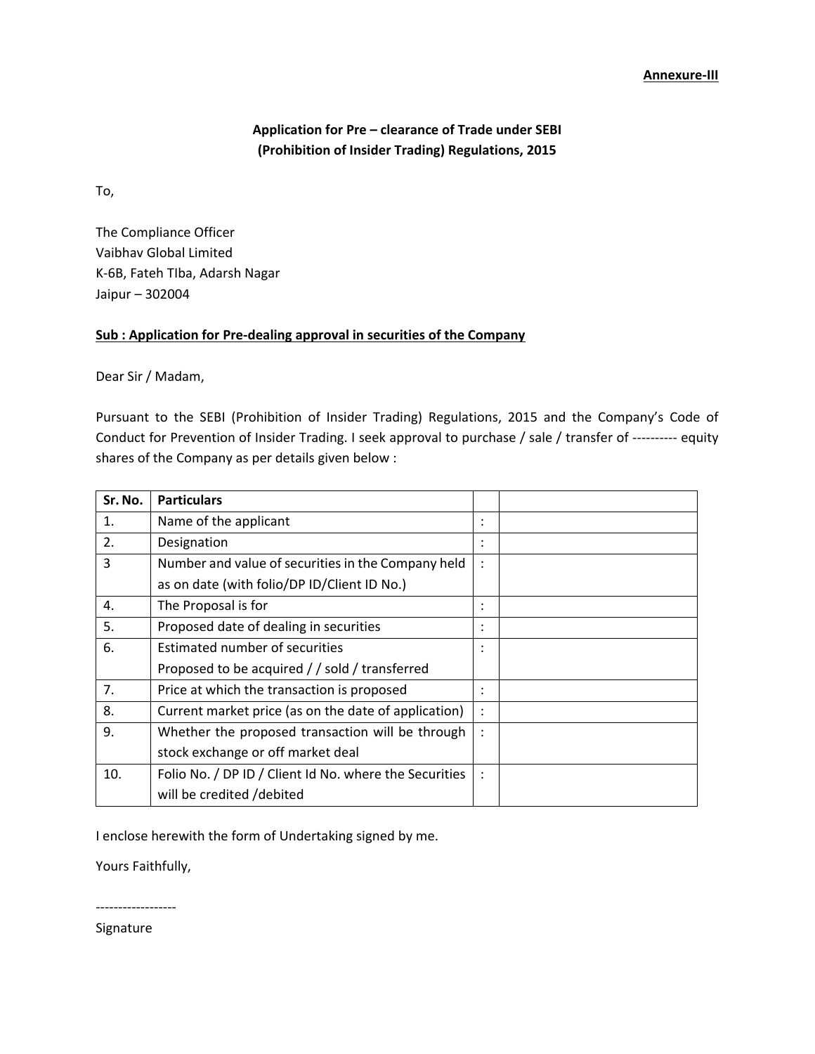**Annexure-III**

## Application for Pre – clearance of Trade under SEBI (Prohibition of Insider Trading) Regulations, 2015

To,

The Compliance Officer
Vaibhav Global Limited
K-6B, Fateh TIba, Adarsh Nagar
Jaipur – 302004

**Sub : Application for Pre-dealing approval in securities of the Company**

Dear Sir / Madam,

Pursuant to the SEBI (Prohibition of Insider Trading) Regulations, 2015 and the Company's Code of Conduct for Prevention of Insider Trading. I seek approval to purchase / sale / transfer of ---------- equity shares of the Company as per details given below :

| Sr. No. | Particulars | | |
|---|---|---|---|
| 1. | Name of the applicant | : | |
| 2. | Designation | : | |
| 3 | Number and value of securities in the Company held as on date (with folio/DP ID/Client ID No.) | : | |
| 4. | The Proposal is for | : | |
| 5. | Proposed date of dealing in securities | : | |
| 6. | Estimated number of securities Proposed to be acquired / / sold / transferred | : | |
| 7. | Price at which the transaction is proposed | : | |
| 8. | Current market price (as on the date of application) | : | |
| 9. | Whether the proposed transaction will be through stock exchange or off market deal | : | |
| 10. | Folio No. / DP ID / Client Id No. where the Securities will be credited /debited | : | |

I enclose herewith the form of Undertaking signed by me.

Yours Faithfully,

------------------
Signature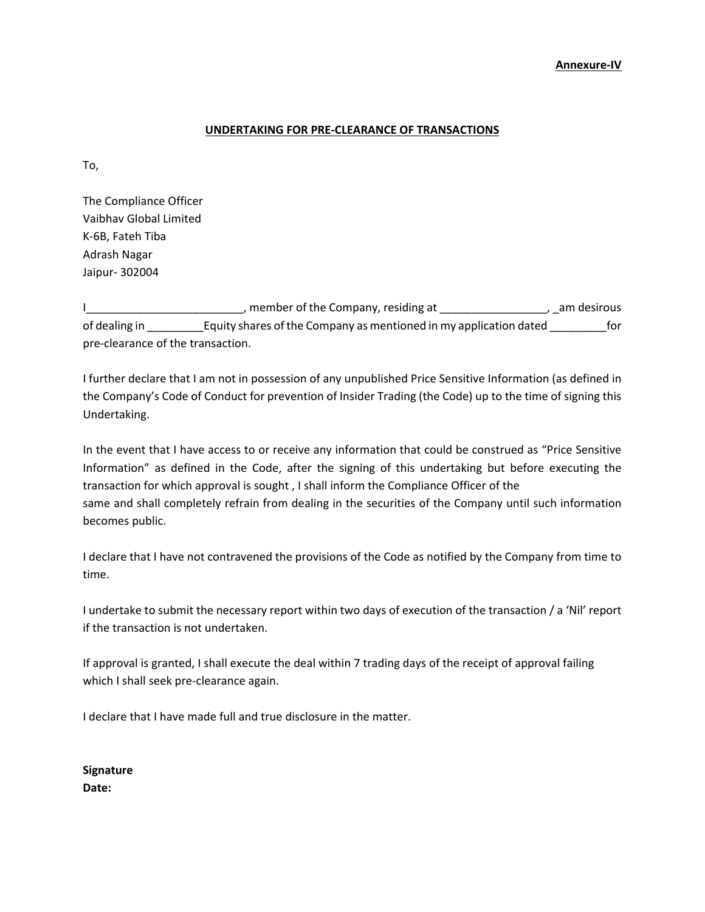**Annexure-IV**

**UNDERTAKING FOR PRE-CLEARANCE OF TRANSACTIONS**

To,

The Compliance Officer
Vaibhav Global Limited
K-6B, Fateh Tiba
Adrash Nagar
Jaipur- 302004

I_________________________, member of the Company, residing at _________________, _am desirous of dealing in _________Equity shares of the Company as mentioned in my application dated _________for pre-clearance of the transaction.

I further declare that I am not in possession of any unpublished Price Sensitive Information (as defined in the Company's Code of Conduct for prevention of Insider Trading (the Code) up to the time of signing this Undertaking.

In the event that I have access to or receive any information that could be construed as "Price Sensitive Information" as defined in the Code, after the signing of this undertaking but before executing the transaction for which approval is sought , I shall inform the Compliance Officer of the same and shall completely refrain from dealing in the securities of the Company until such information becomes public.

I declare that I have not contravened the provisions of the Code as notified by the Company from time to time.

I undertake to submit the necessary report within two days of execution of the transaction / a 'Nil' report if the transaction is not undertaken.

If approval is granted, I shall execute the deal within 7 trading days of the receipt of approval failing which I shall seek pre-clearance again.

I declare that I have made full and true disclosure in the matter.

**Signature**
**Date:**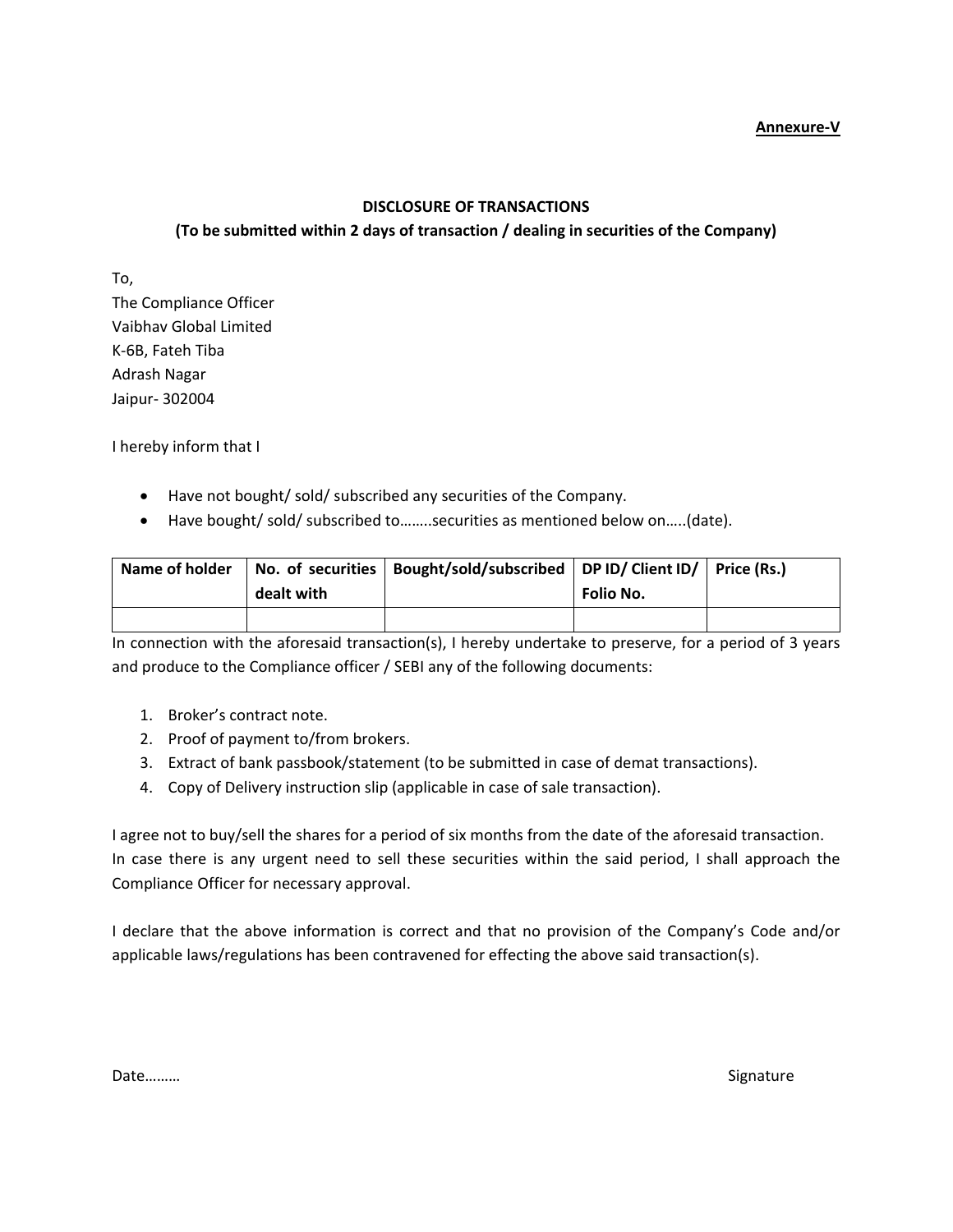**Annexure-V**

**DISCLOSURE OF TRANSACTIONS**

**(To be submitted within 2 days of transaction / dealing in securities of the Company)**

To,
The Compliance Officer
Vaibhav Global Limited
K-6B, Fateh Tiba
Adrash Nagar
Jaipur- 302004

I hereby inform that I

- Have not bought/ sold/ subscribed any securities of the Company.
- Have bought/ sold/ subscribed to……..securities as mentioned below on…..(date).

| Name of holder | No. of securities dealt with | Bought/sold/subscribed | DP ID/ Client ID/ Folio No. | Price (Rs.) |
|---|---|---|---|---|
| | | | | |

In connection with the aforesaid transaction(s), I hereby undertake to preserve, for a period of 3 years and produce to the Compliance officer / SEBI any of the following documents:

1. Broker's contract note.
2. Proof of payment to/from brokers.
3. Extract of bank passbook/statement (to be submitted in case of demat transactions).
4. Copy of Delivery instruction slip (applicable in case of sale transaction).

I agree not to buy/sell the shares for a period of six months from the date of the aforesaid transaction. In case there is any urgent need to sell these securities within the said period, I shall approach the Compliance Officer for necessary approval.

I declare that the above information is correct and that no provision of the Company's Code and/or applicable laws/regulations has been contravened for effecting the above said transaction(s).

Date………

Signature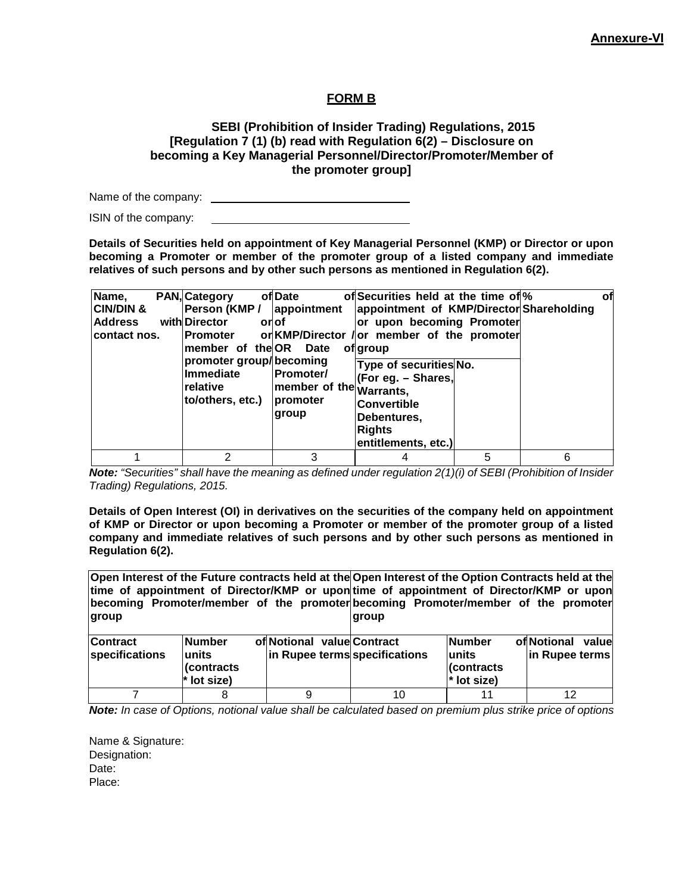**Annexure-VI**

# FORM B

**SEBI (Prohibition of Insider Trading) Regulations, 2015**
**[Regulation 7 (1) (b) read with Regulation 6(2) – Disclosure on becoming a Key Managerial Personnel/Director/Promoter/Member of the promoter group]**

Name of the company: ________________________

ISIN of the company: ________________________

**Details of Securities held on appointment of Key Managerial Personnel (KMP) or Director or upon becoming a Promoter or member of the promoter group of a listed company and immediate relatives of such persons and by other such persons as mentioned in Regulation 6(2).**

| Name, PAN, CIN/DIN & Address with contact nos. | Category of Person (KMP / Director or Promoter or member of the promoter group/ Immediate relative to/others, etc.) | Date of appointment of KMP/Director / OR Date of becoming Promoter/ member of the promoter group | Securities held at the time of appointment of KMP/Director or upon becoming Promoter or member of the promoter group | | % of Shareholding |
|---|---|---|---|---|---|
| | | | Type of securities (For eg. – Shares, Warrants, Convertible Debentures, Rights entitlements, etc.) | No. | |
| 1 | 2 | 3 | 4 | 5 | 6 |

***Note:*** *"Securities" shall have the meaning as defined under regulation 2(1)(i) of SEBI (Prohibition of Insider Trading) Regulations, 2015.*

**Details of Open Interest (OI) in derivatives on the securities of the company held on appointment of KMP or Director or upon becoming a Promoter or member of the promoter group of a listed company and immediate relatives of such persons and by other such persons as mentioned in Regulation 6(2).**

| Open Interest of the Future contracts held at the time of appointment of Director/KMP or upon becoming Promoter/member of the promoter group | | | Open Interest of the Option Contracts held at the time of appointment of Director/KMP or upon becoming Promoter/member of the promoter group | | |
|---|---|---|---|---|---|
| Contract specifications | Number of units (contracts * lot size) | Notional value in Rupee terms | Contract specifications | Number of units (contracts * lot size) | Notional value in Rupee terms |
| 7 | 8 | 9 | 10 | 11 | 12 |

***Note:*** *In case of Options, notional value shall be calculated based on premium plus strike price of options*

Name & Signature:
Designation:
Date:
Place: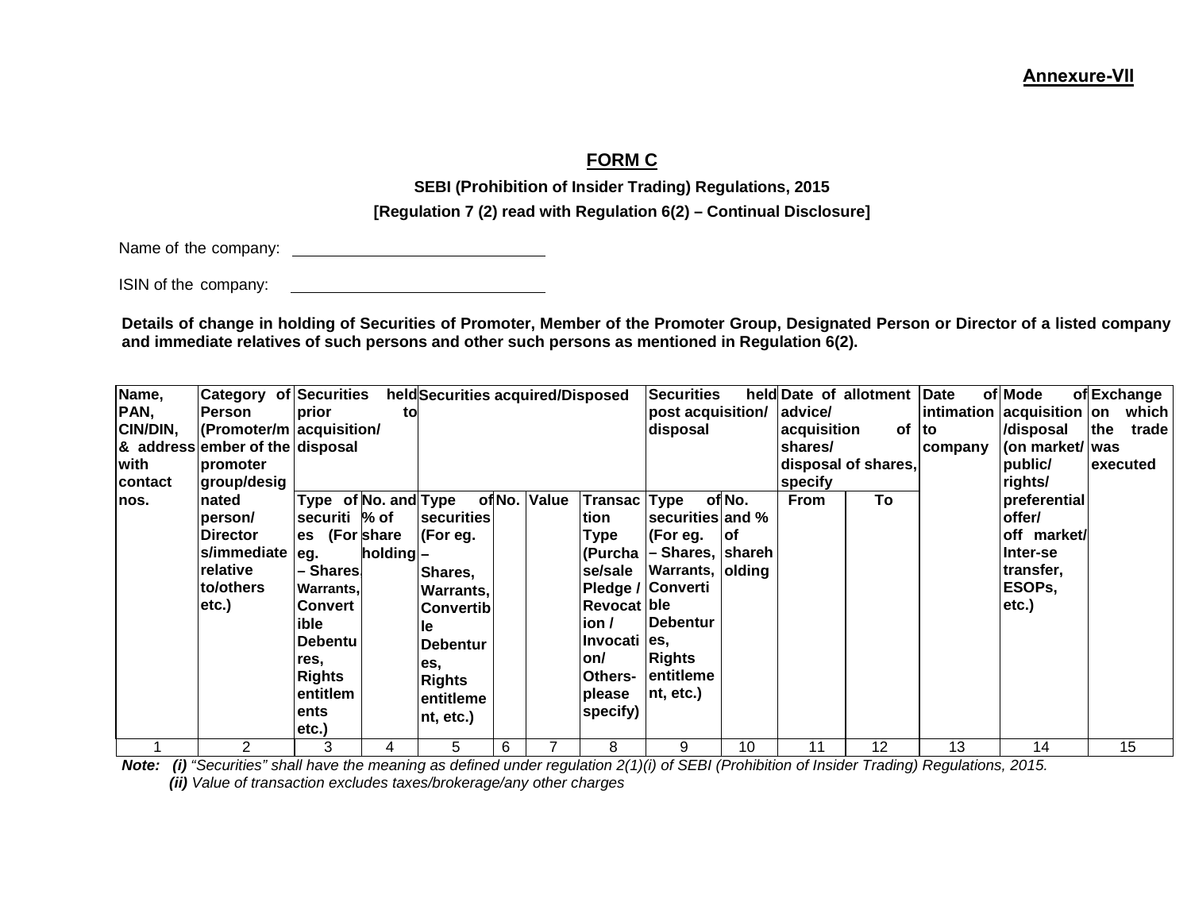**Annexure-VII**

## FORM C

**SEBI (Prohibition of Insider Trading) Regulations, 2015**

**[Regulation 7 (2) read with Regulation 6(2) – Continual Disclosure]**

Name of the company: ______________________________

ISIN of the company: ______________________________

**Details of change in holding of Securities of Promoter, Member of the Promoter Group, Designated Person or Director of a listed company and immediate relatives of such persons and other such persons as mentioned in Regulation 6(2).**

| Name, PAN, CIN/DIN, & address with contact nos. | Category of Person (Promoter/member of the promoter group/designated person/ Directors/immediate relative to/others etc.) | Securities held prior to acquisition/ disposal | | Securities acquired/Disposed | | | | Securities held post acquisition/ disposal | | Date of allotment advice/ acquisition of shares/ disposal of shares, specify | | Date of intimation to company | Mode of acquisition /disposal (on market/ public/ rights/ preferential offer/ off market/ Inter-se transfer, ESOPs, etc.) | Exchange on which the trade was executed |
|---|---|---|---|---|---|---|---|---|---|---|---|---|---|---|
| | | Type of securities (For eg. – Shares, Warrants, Convertible Debentures, Rights entitlements etc.) | No. and % of shareholding | Type of securities (For eg. – Shares, Warrants, Convertible Debentures, Rights entitlement, etc.) | No. | Value | Transaction Type (Purchase/sale Pledge / Revocation / Invocation/ Others- please specify) | Type of securities (For eg. – Shares, Warrants, Convertible Debentures, Rights entitlement, etc.) | No. and % of shareholding | From | To | | | |
| 1 | 2 | 3 | 4 | 5 | 6 | 7 | 8 | 9 | 10 | 11 | 12 | 13 | 14 | 15 |

***Note:*** ***(i)*** *"Securities" shall have the meaning as defined under regulation 2(1)(i) of SEBI (Prohibition of Insider Trading) Regulations, 2015.*
***(ii)*** *Value of transaction excludes taxes/brokerage/any other charges*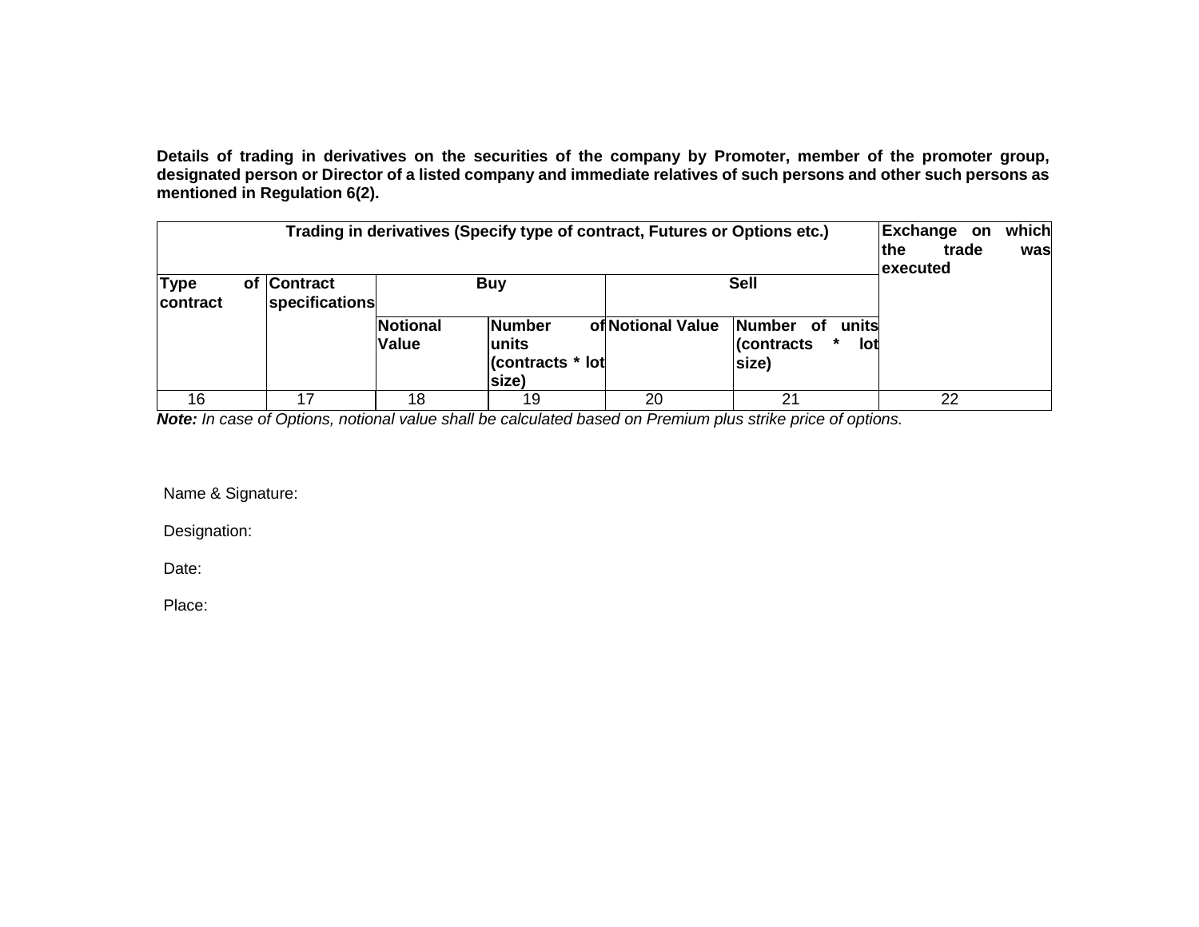**Details of trading in derivatives on the securities of the company by Promoter, member of the promoter group, designated person or Director of a listed company and immediate relatives of such persons and other such persons as mentioned in Regulation 6(2).**

| Trading in derivatives (Specify type of contract, Futures or Options etc.) | | | | | | Exchange on which the trade was executed |
|---|---|---|---|---|---|---|
| Type of contract | Contract specifications | Buy | | Sell | | |
| | | Notional Value | Number of units (contracts * lot size) | Notional Value | Number of units (contracts * lot size) | |
| 16 | 17 | 18 | 19 | 20 | 21 | 22 |

***Note:*** *In case of Options, notional value shall be calculated based on Premium plus strike price of options.*

Name & Signature:

Designation:

Date:

Place: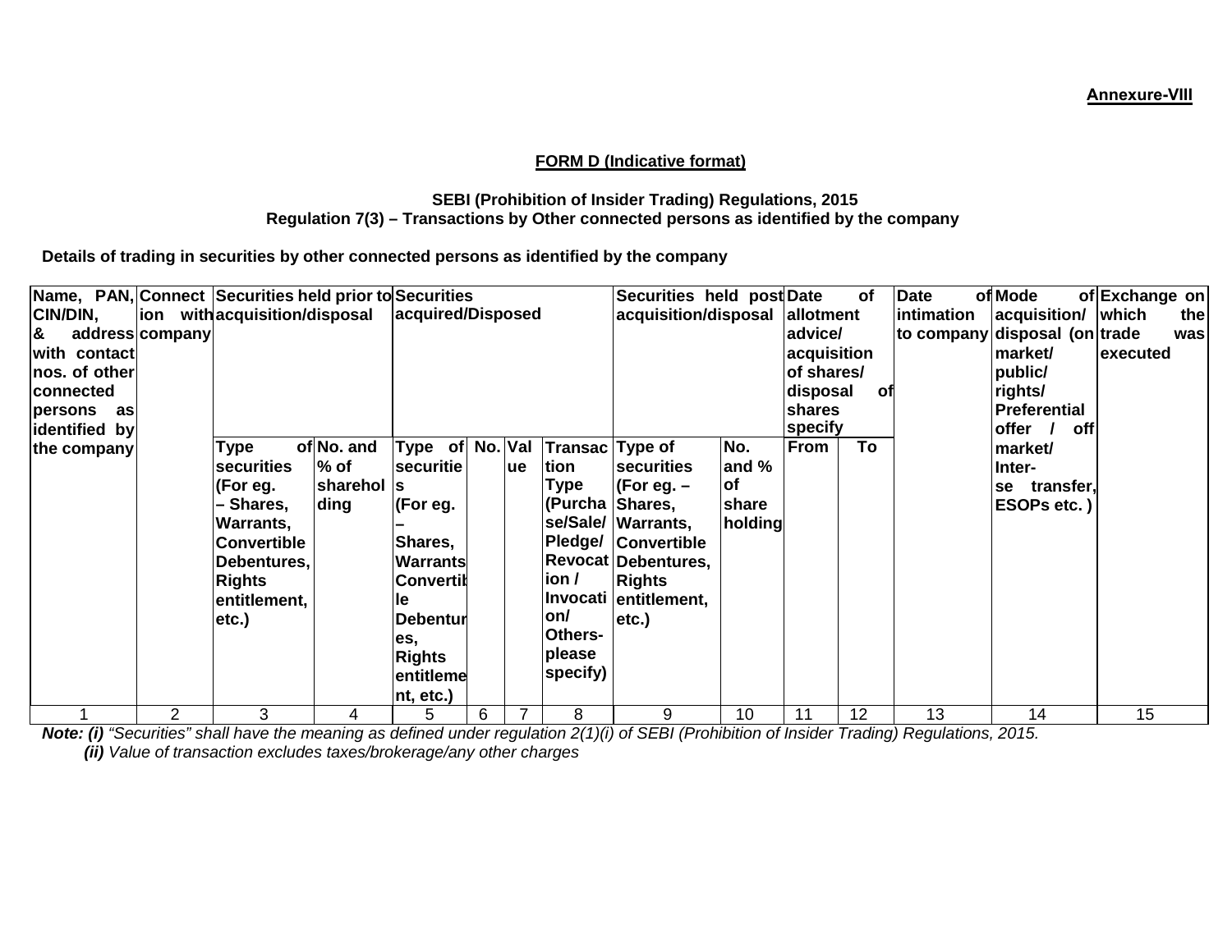**Annexure-VIII**

**FORM D (Indicative format)**

**SEBI (Prohibition of Insider Trading) Regulations, 2015**
**Regulation 7(3) – Transactions by Other connected persons as identified by the company**

**Details of trading in securities by other connected persons as identified by the company**

| Name, PAN, CIN/DIN, & address with contact nos. of other connected persons as identified by the company | Connection with company | Securities held prior to acquisition/disposal | | Securities acquired/Disposed | | | | Securities held post acquisition/disposal | | Date of allotment advice/ acquisition of shares/ disposal of shares specify | | Date of intimation to company | Mode of acquisition/ disposal (on market/ public/ rights/ Preferential offer / off market/ Inter-se transfer, ESOPs etc. ) | Exchange on which the trade was executed |
|---|---|---|---|---|---|---|---|---|---|---|---|---|---|---|
| | | Type of securities (For eg. – Shares, Warrants, Convertible Debentures, Rights entitlement, etc.) | No. and % of shareholding | Type of securities (For eg. – Shares, Warrants Convertible Debentures, Rights entitlement, etc.) | No. | Value | Transaction Type (Purchase/Sale/ Pledge/ Revocation / Invocation/ Others-please specify) | Type of securities (For eg. – Shares, Warrants, Convertible Debentures, Rights entitlement, etc.) | No. and % of share holding | From | To | | | |
| 1 | 2 | 3 | 4 | 5 | 6 | 7 | 8 | 9 | 10 | 11 | 12 | 13 | 14 | 15 |

***Note: (i)*** *"Securities" shall have the meaning as defined under regulation 2(1)(i) of SEBI (Prohibition of Insider Trading) Regulations, 2015.*

***(ii)*** *Value of transaction excludes taxes/brokerage/any other charges*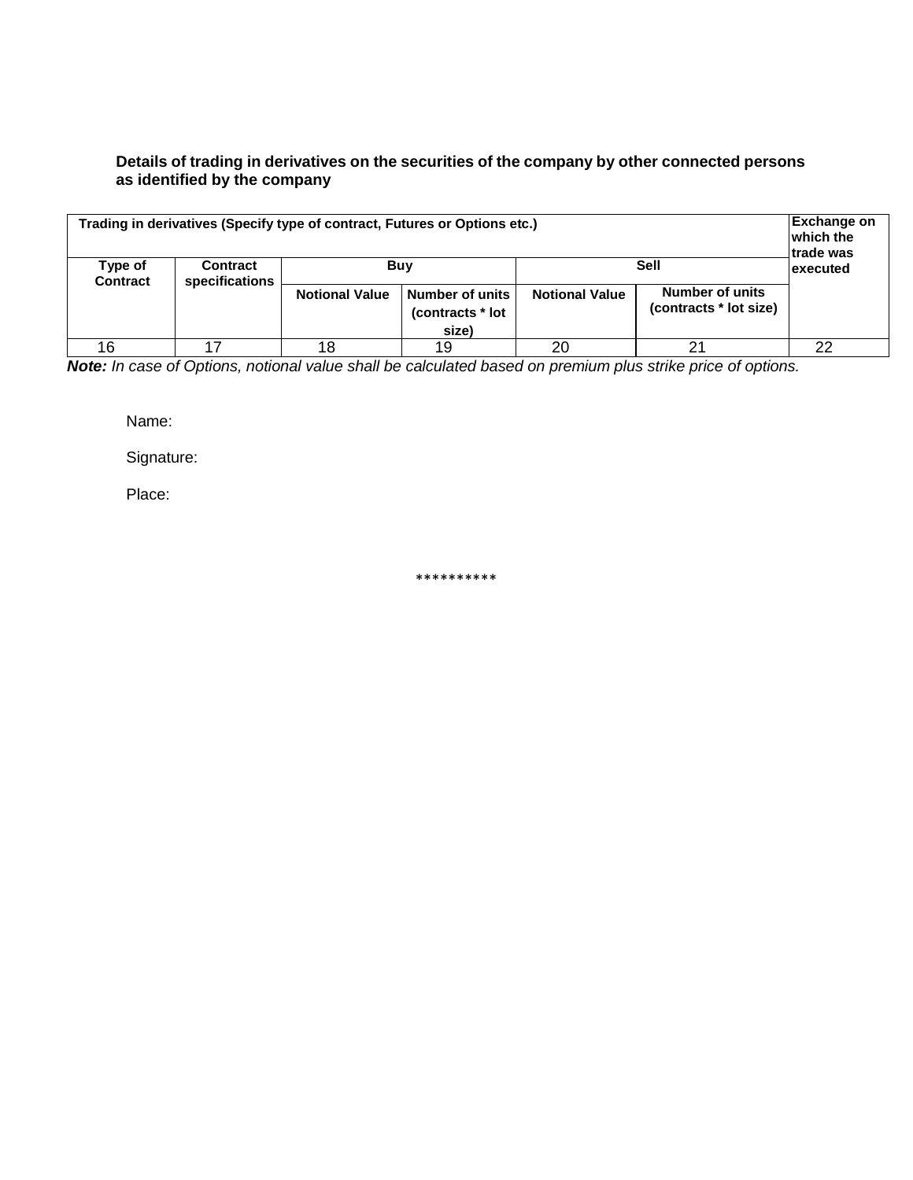**Details of trading in derivatives on the securities of the company by other connected persons as identified by the company**

| Trading in derivatives (Specify type of contract, Futures or Options etc.) | | | | | | Exchange on which the trade was executed |
|---|---|---|---|---|---|---|
| Type of Contract | Contract specifications | Buy | | Sell | | |
| | | Notional Value | Number of units (contracts * lot size) | Notional Value | Number of units (contracts * lot size) | |
| 16 | 17 | 18 | 19 | 20 | 21 | 22 |

***Note:*** *In case of Options, notional value shall be calculated based on premium plus strike price of options.*

Name:

Signature:

Place:

**********